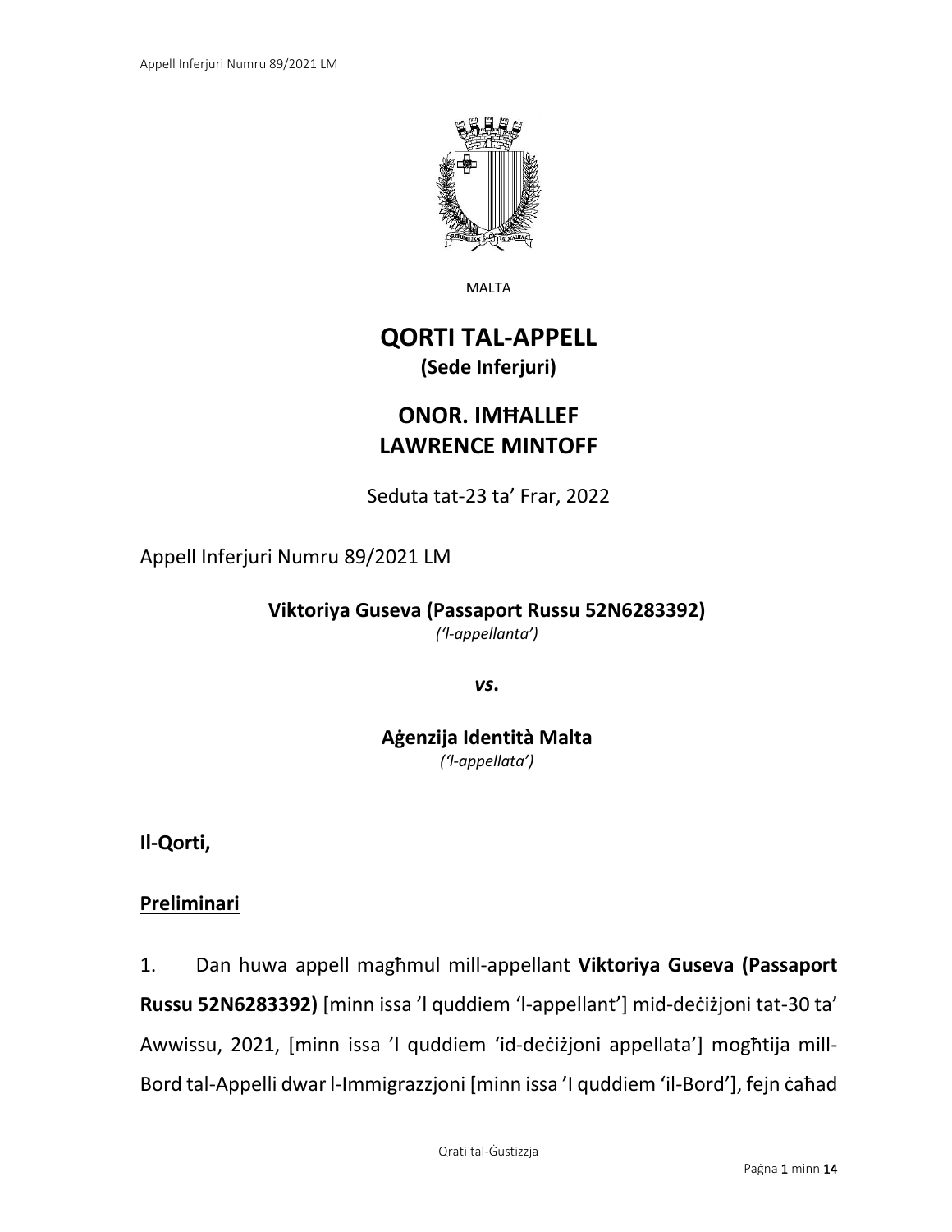MALTA

# QORTI TAL-APPELL

**(Sede Inferjuri)**

## ONOR. IMĦALLEF LAWRENCE MINTOFF

Seduta tat-23 ta' Frar, 2022

Appell Inferjuri Numru 89/2021 LM

**Viktoriya Guseva (Passaport Russu 52N6283392)**
*('l-appellanta')*

***vs.***

**Aġenzija Identità Malta**
*('l-appellata')*

**Il-Qorti,**

**Preliminari**

1. Dan huwa appell magħmul mill-appellant **Viktoriya Guseva (Passaport Russu 52N6283392)** [minn issa 'l quddiem 'l-appellant'] mid-deċiżjoni tat-30 ta' Awwissu, 2021, [minn issa 'l quddiem 'id-deċiżjoni appellata'] mogħtija mill-Bord tal-Appelli dwar l-Immigrazzjoni [minn issa 'l quddiem 'il-Bord'], fejn ċaħad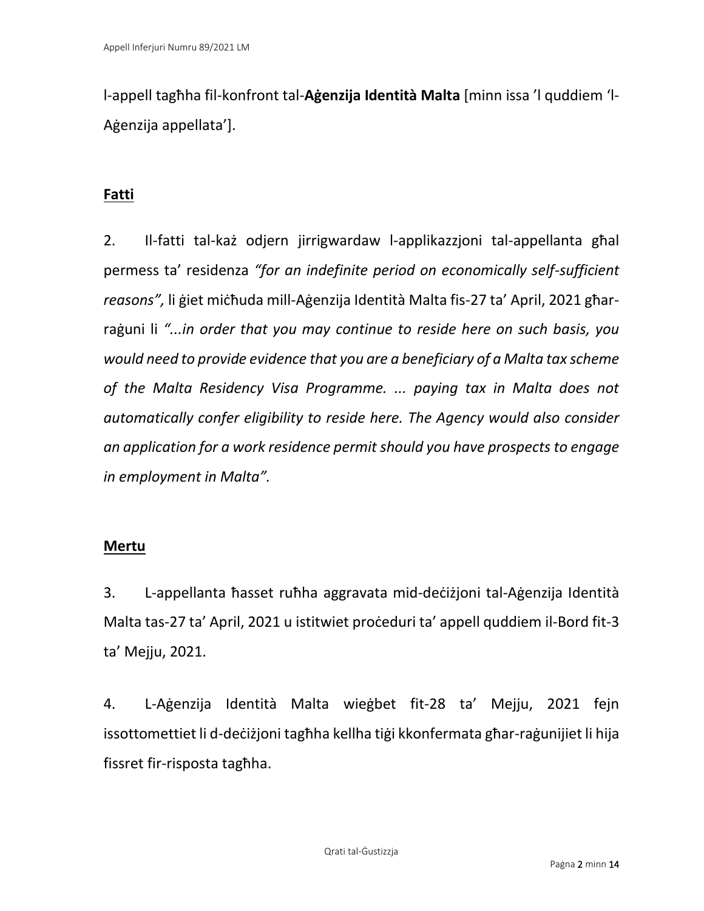l-appell tagħha fil-konfront tal-**Aġenzija Identità Malta** [minn issa 'l quddiem 'l-Aġenzija appellata'].

**Fatti**

2. Il-fatti tal-każ odjern jirrigwardaw l-applikazzjoni tal-appellanta għal permess ta' residenza *"for an indefinite period on economically self-sufficient reasons",* li ġiet miċħuda mill-Aġenzija Identità Malta fis-27 ta' April, 2021 għar-raġuni li *"...in order that you may continue to reside here on such basis, you would need to provide evidence that you are a beneficiary of a Malta tax scheme of the Malta Residency Visa Programme. ... paying tax in Malta does not automatically confer eligibility to reside here. The Agency would also consider an application for a work residence permit should you have prospects to engage in employment in Malta".*

**Mertu**

3. L-appellanta ħasset ruħha aggravata mid-deċiżjoni tal-Aġenzija Identità Malta tas-27 ta' April, 2021 u istitwiet proċeduri ta' appell quddiem il-Bord fit-3 ta' Mejju, 2021.

4. L-Aġenzija Identità Malta wieġbet fit-28 ta' Mejju, 2021 fejn issottomettiet li d-deċiżjoni tagħha kellha tiġi kkonfermata għar-raġunijiet li hija fissret fir-risposta tagħha.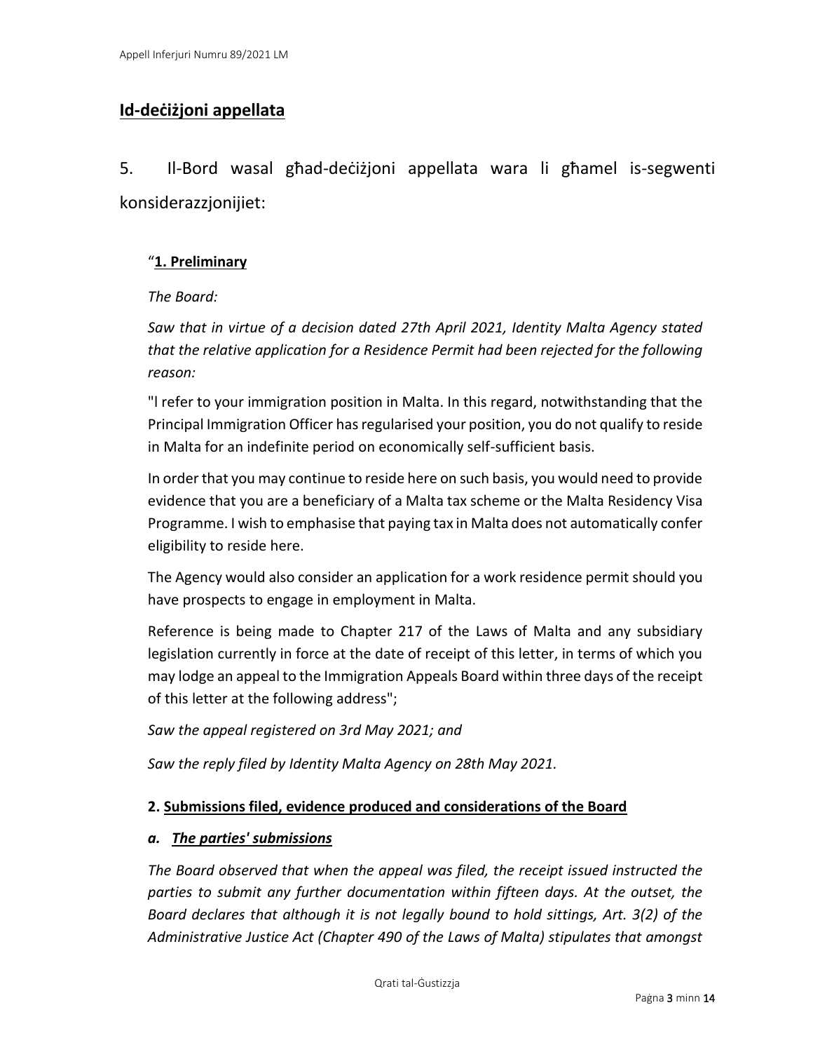## Id-deċiżjoni appellata

5. Il-Bord wasal għad-deċiżjoni appellata wara li għamel is-segwenti konsiderazzjonijiet:

"**1. Preliminary**

*The Board:*

*Saw that in virtue of a decision dated 27th April 2021, Identity Malta Agency stated that the relative application for a Residence Permit had been rejected for the following reason:*

"I refer to your immigration position in Malta. In this regard, notwithstanding that the Principal Immigration Officer has regularised your position, you do not qualify to reside in Malta for an indefinite period on economically self-sufficient basis.

In order that you may continue to reside here on such basis, you would need to provide evidence that you are a beneficiary of a Malta tax scheme or the Malta Residency Visa Programme. I wish to emphasise that paying tax in Malta does not automatically confer eligibility to reside here.

The Agency would also consider an application for a work residence permit should you have prospects to engage in employment in Malta.

Reference is being made to Chapter 217 of the Laws of Malta and any subsidiary legislation currently in force at the date of receipt of this letter, in terms of which you may lodge an appeal to the Immigration Appeals Board within three days of the receipt of this letter at the following address";

*Saw the appeal registered on 3rd May 2021; and*

*Saw the reply filed by Identity Malta Agency on 28th May 2021.*

**2. Submissions filed, evidence produced and considerations of the Board**

***a. The parties' submissions***

*The Board observed that when the appeal was filed, the receipt issued instructed the parties to submit any further documentation within fifteen days. At the outset, the Board declares that although it is not legally bound to hold sittings, Art. 3(2) of the Administrative Justice Act (Chapter 490 of the Laws of Malta) stipulates that amongst*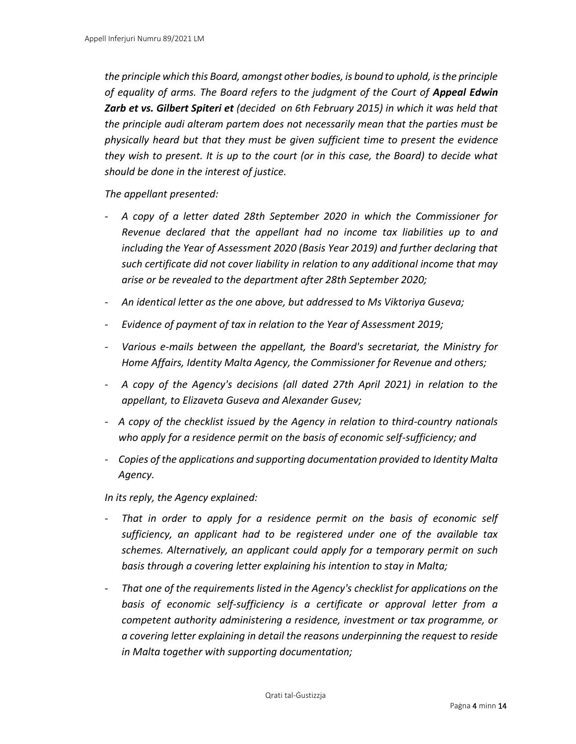*the principle which this Board, amongst other bodies, is bound to uphold, is the principle of equality of arms. The Board refers to the judgment of the Court of **Appeal Edwin Zarb et vs. Gilbert Spiteri et** (decided on 6th February 2015) in which it was held that the principle audi alteram partem does not necessarily mean that the parties must be physically heard but that they must be given sufficient time to present the evidence they wish to present. It is up to the court (or in this case, the Board) to decide what should be done in the interest of justice.*

*The appellant presented:*

- *A copy of a letter dated 28th September 2020 in which the Commissioner for Revenue declared that the appellant had no income tax liabilities up to and including the Year of Assessment 2020 (Basis Year 2019) and further declaring that such certificate did not cover liability in relation to any additional income that may arise or be revealed to the department after 28th September 2020;*
- *An identical letter as the one above, but addressed to Ms Viktoriya Guseva;*
- *Evidence of payment of tax in relation to the Year of Assessment 2019;*
- *Various e-mails between the appellant, the Board's secretariat, the Ministry for Home Affairs, Identity Malta Agency, the Commissioner for Revenue and others;*
- *A copy of the Agency's decisions (all dated 27th April 2021) in relation to the appellant, to Elizaveta Guseva and Alexander Gusev;*
- *A copy of the checklist issued by the Agency in relation to third-country nationals who apply for a residence permit on the basis of economic self-sufficiency; and*
- *Copies of the applications and supporting documentation provided to Identity Malta Agency.*

*In its reply, the Agency explained:*

- *That in order to apply for a residence permit on the basis of economic self sufficiency, an applicant had to be registered under one of the available tax schemes. Alternatively, an applicant could apply for a temporary permit on such basis through a covering letter explaining his intention to stay in Malta;*
- *That one of the requirements listed in the Agency's checklist for applications on the basis of economic self-sufficiency is a certificate or approval letter from a competent authority administering a residence, investment or tax programme, or a covering letter explaining in detail the reasons underpinning the request to reside in Malta together with supporting documentation;*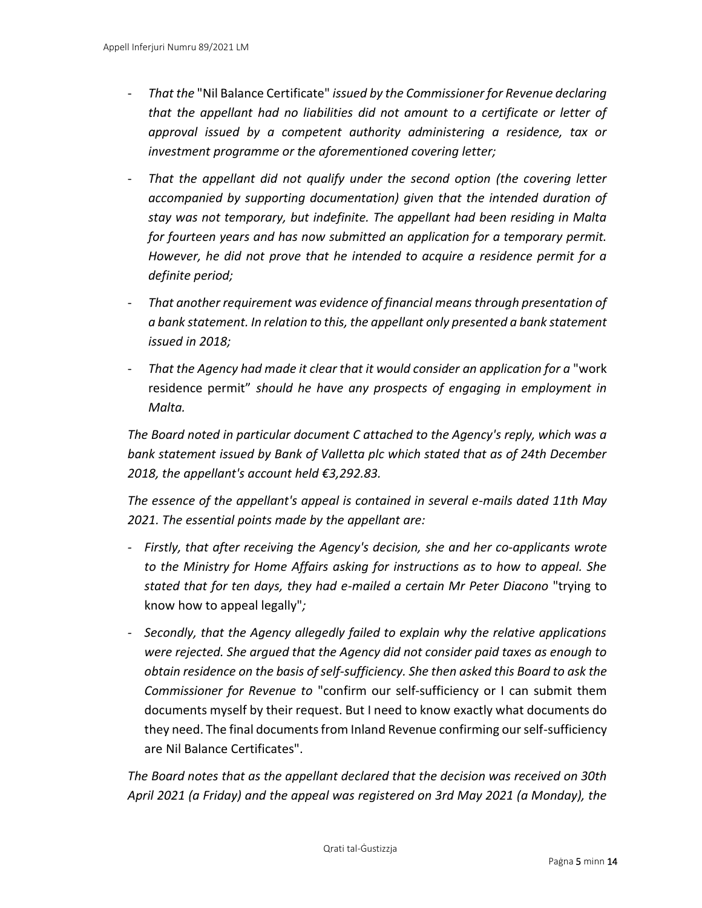- *That the* "Nil Balance Certificate" *issued by the Commissioner for Revenue declaring that the appellant had no liabilities did not amount to a certificate or letter of approval issued by a competent authority administering a residence, tax or investment programme or the aforementioned covering letter;*
- *That the appellant did not qualify under the second option (the covering letter accompanied by supporting documentation) given that the intended duration of stay was not temporary, but indefinite. The appellant had been residing in Malta for fourteen years and has now submitted an application for a temporary permit. However, he did not prove that he intended to acquire a residence permit for a definite period;*
- *That another requirement was evidence of financial means through presentation of a bank statement. In relation to this, the appellant only presented a bank statement issued in 2018;*
- *That the Agency had made it clear that it would consider an application for a* "work residence permit" *should he have any prospects of engaging in employment in Malta.*

*The Board noted in particular document C attached to the Agency's reply, which was a bank statement issued by Bank of Valletta plc which stated that as of 24th December 2018, the appellant's account held €3,292.83.*

*The essence of the appellant's appeal is contained in several e-mails dated 11th May 2021. The essential points made by the appellant are:*

- *Firstly, that after receiving the Agency's decision, she and her co-applicants wrote to the Ministry for Home Affairs asking for instructions as to how to appeal. She stated that for ten days, they had e-mailed a certain Mr Peter Diacono* "trying to know how to appeal legally"*;*
- *Secondly, that the Agency allegedly failed to explain why the relative applications were rejected. She argued that the Agency did not consider paid taxes as enough to obtain residence on the basis of self-sufficiency. She then asked this Board to ask the Commissioner for Revenue to* "confirm our self-sufficiency or I can submit them documents myself by their request. But I need to know exactly what documents do they need. The final documents from Inland Revenue confirming our self-sufficiency are Nil Balance Certificates".

*The Board notes that as the appellant declared that the decision was received on 30th April 2021 (a Friday) and the appeal was registered on 3rd May 2021 (a Monday), the*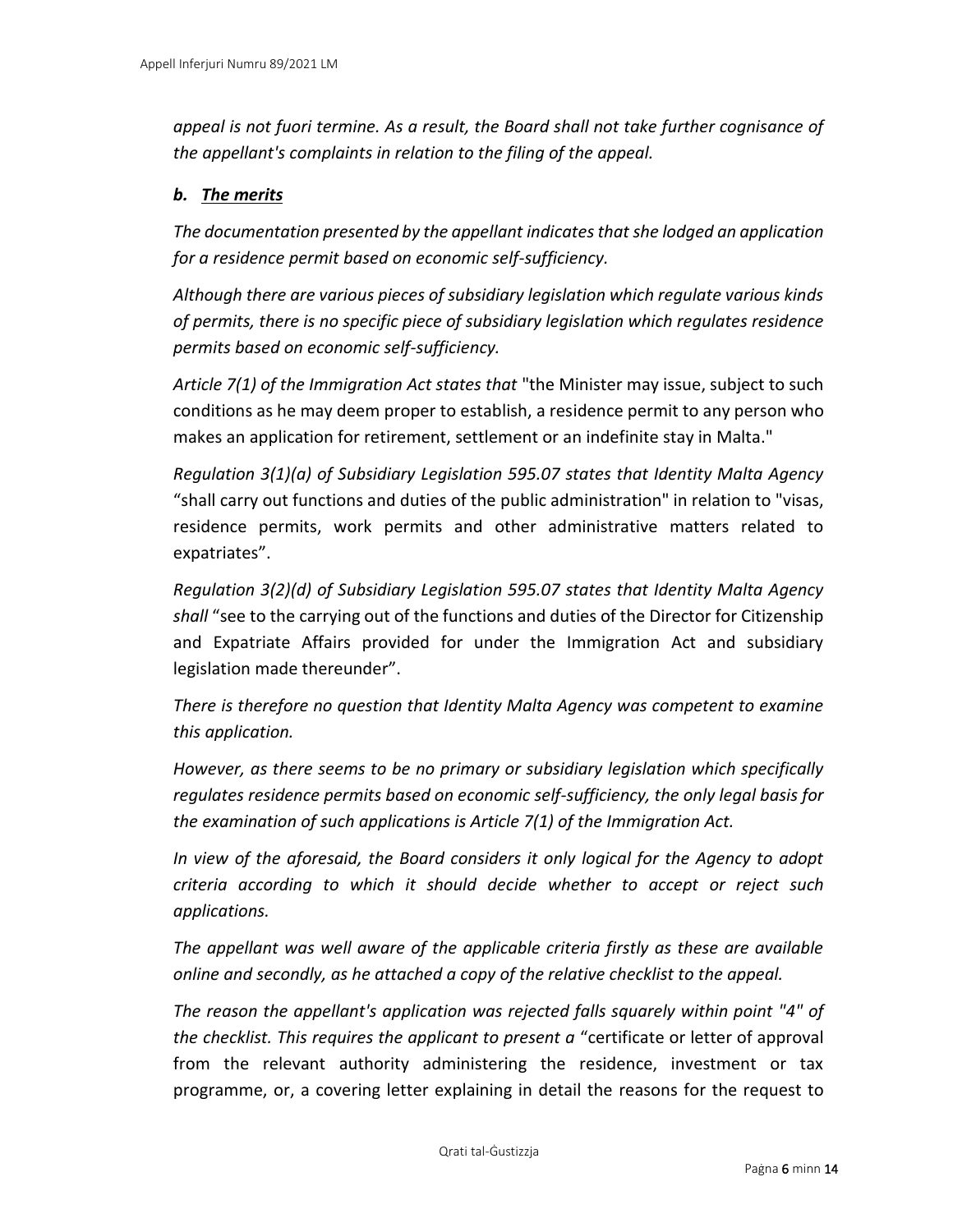*appeal is not fuori termine. As a result, the Board shall not take further cognisance of the appellant's complaints in relation to the filing of the appeal.*

### *b. The merits*

*The documentation presented by the appellant indicates that she lodged an application for a residence permit based on economic self-sufficiency.*

*Although there are various pieces of subsidiary legislation which regulate various kinds of permits, there is no specific piece of subsidiary legislation which regulates residence permits based on economic self-sufficiency.*

*Article 7(1) of the Immigration Act states that* "the Minister may issue, subject to such conditions as he may deem proper to establish, a residence permit to any person who makes an application for retirement, settlement or an indefinite stay in Malta."

*Regulation 3(1)(a) of Subsidiary Legislation 595.07 states that Identity Malta Agency* "shall carry out functions and duties of the public administration" in relation to "visas, residence permits, work permits and other administrative matters related to expatriates".

*Regulation 3(2)(d) of Subsidiary Legislation 595.07 states that Identity Malta Agency shall* "see to the carrying out of the functions and duties of the Director for Citizenship and Expatriate Affairs provided for under the Immigration Act and subsidiary legislation made thereunder".

*There is therefore no question that Identity Malta Agency was competent to examine this application.*

*However, as there seems to be no primary or subsidiary legislation which specifically regulates residence permits based on economic self-sufficiency, the only legal basis for the examination of such applications is Article 7(1) of the Immigration Act.*

*In view of the aforesaid, the Board considers it only logical for the Agency to adopt criteria according to which it should decide whether to accept or reject such applications.*

*The appellant was well aware of the applicable criteria firstly as these are available online and secondly, as he attached a copy of the relative checklist to the appeal.*

*The reason the appellant's application was rejected falls squarely within point "4" of the checklist. This requires the applicant to present a* "certificate or letter of approval from the relevant authority administering the residence, investment or tax programme, or, a covering letter explaining in detail the reasons for the request to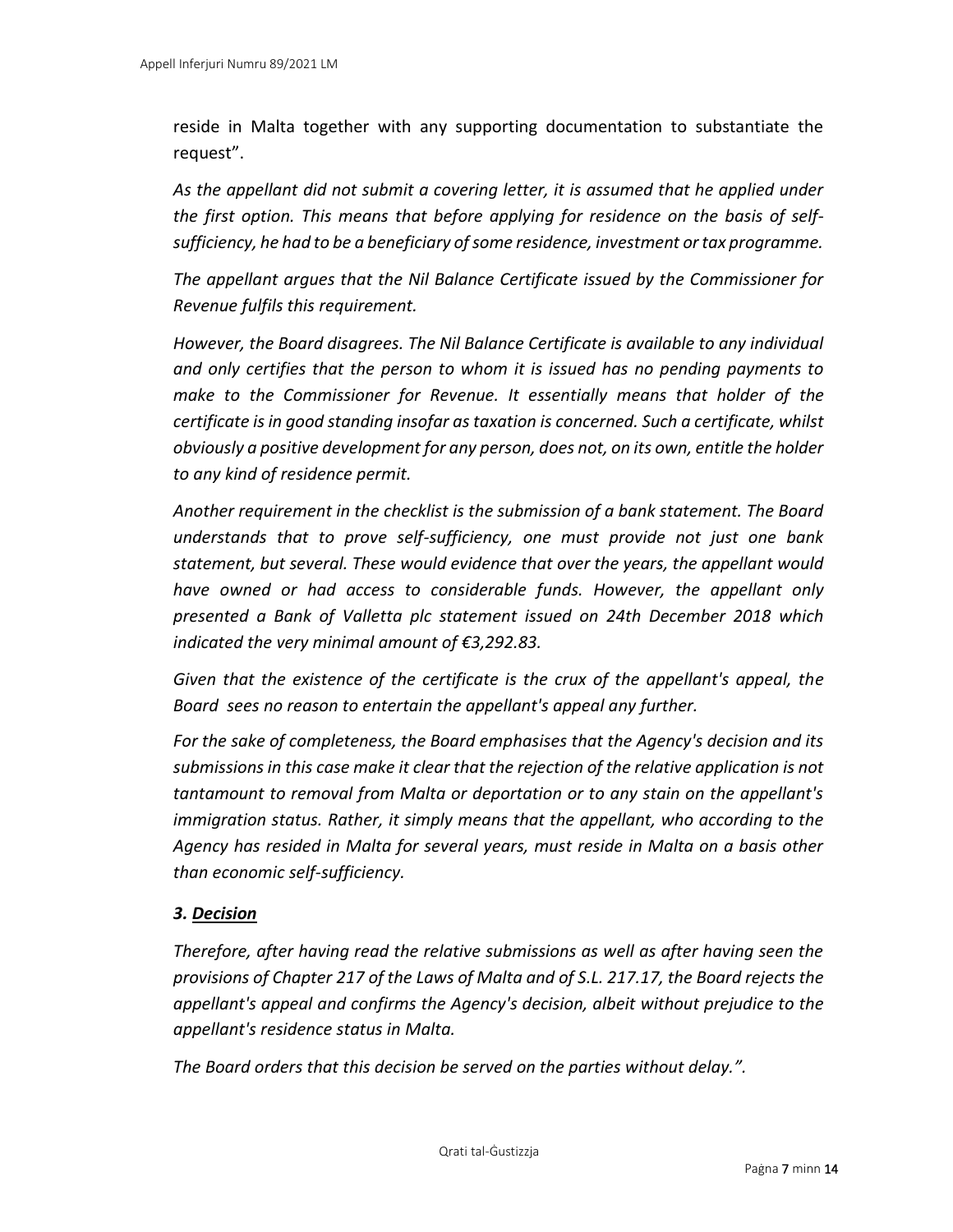reside in Malta together with any supporting documentation to substantiate the request".

*As the appellant did not submit a covering letter, it is assumed that he applied under the first option. This means that before applying for residence on the basis of self-sufficiency, he had to be a beneficiary of some residence, investment or tax programme.*

*The appellant argues that the Nil Balance Certificate issued by the Commissioner for Revenue fulfils this requirement.*

*However, the Board disagrees. The Nil Balance Certificate is available to any individual and only certifies that the person to whom it is issued has no pending payments to make to the Commissioner for Revenue. It essentially means that holder of the certificate is in good standing insofar as taxation is concerned. Such a certificate, whilst obviously a positive development for any person, does not, on its own, entitle the holder to any kind of residence permit.*

*Another requirement in the checklist is the submission of a bank statement. The Board understands that to prove self-sufficiency, one must provide not just one bank statement, but several. These would evidence that over the years, the appellant would have owned or had access to considerable funds. However, the appellant only presented a Bank of Valletta plc statement issued on 24th December 2018 which indicated the very minimal amount of €3,292.83.*

*Given that the existence of the certificate is the crux of the appellant's appeal, the Board sees no reason to entertain the appellant's appeal any further.*

*For the sake of completeness, the Board emphasises that the Agency's decision and its submissions in this case make it clear that the rejection of the relative application is not tantamount to removal from Malta or deportation or to any stain on the appellant's immigration status. Rather, it simply means that the appellant, who according to the Agency has resided in Malta for several years, must reside in Malta on a basis other than economic self-sufficiency.*

### *3. Decision*

*Therefore, after having read the relative submissions as well as after having seen the provisions of Chapter 217 of the Laws of Malta and of S.L. 217.17, the Board rejects the appellant's appeal and confirms the Agency's decision, albeit without prejudice to the appellant's residence status in Malta.*

*The Board orders that this decision be served on the parties without delay.".*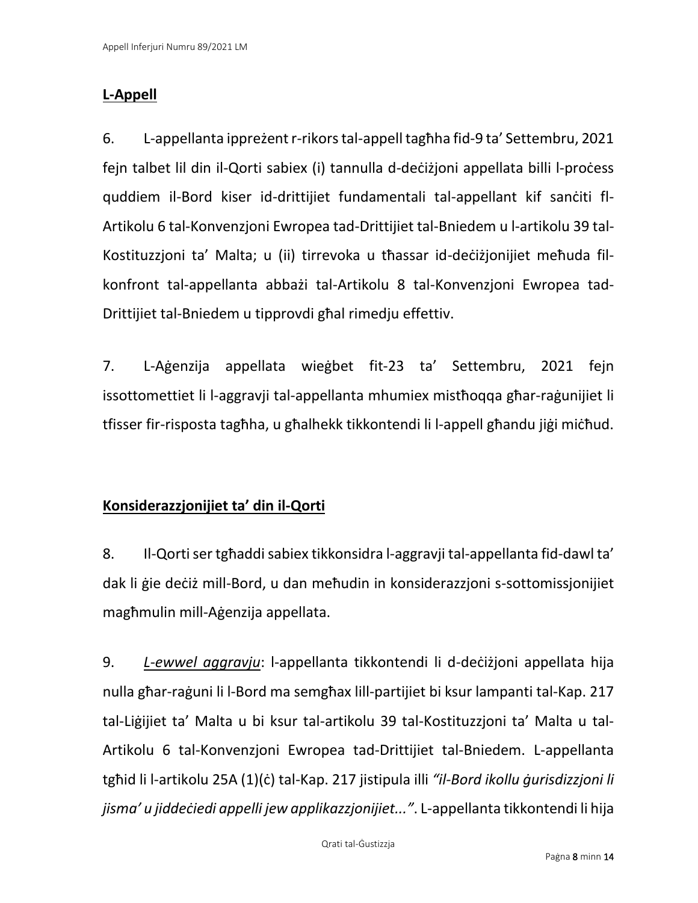## L-Appell

6. L-appellanta ippreżent r-rikors tal-appell tagħha fid-9 ta' Settembru, 2021 fejn talbet lil din il-Qorti sabiex (i) tannulla d-deċiżjoni appellata billi l-proċess quddiem il-Bord kiser id-drittijiet fundamentali tal-appellant kif sanċiti fl-Artikolu 6 tal-Konvenzjoni Ewropea tad-Drittijiet tal-Bniedem u l-artikolu 39 tal-Kostituzzjoni ta' Malta; u (ii) tirrevoka u tħassar id-deċiżjonijiet meħuda fil-konfront tal-appellanta abbażi tal-Artikolu 8 tal-Konvenzjoni Ewropea tad-Drittijiet tal-Bniedem u tipprovdi għal rimedju effettiv.

7. L-Aġenzija appellata wieġbet fit-23 ta' Settembru, 2021 fejn issottomettiet li l-aggravji tal-appellanta mhumiex mistħoqqa għar-raġunijiet li tfisser fir-risposta tagħha, u għalhekk tikkontendi li l-appell għandu jiġi miċħud.

## Konsiderazzjonijiet ta' din il-Qorti

8. Il-Qorti ser tgħaddi sabiex tikkonsidra l-aggravji tal-appellanta fid-dawl ta' dak li ġie deċiż mill-Bord, u dan meħudin in konsiderazzjoni s-sottomissjonijiet magħmulin mill-Aġenzija appellata.

9. ***L-ewwel aggravju***: l-appellanta tikkontendi li d-deċiżjoni appellata hija nulla għar-raġuni li l-Bord ma semgħax lill-partijiet bi ksur lampanti tal-Kap. 217 tal-Liġijiet ta' Malta u bi ksur tal-artikolu 39 tal-Kostituzzjoni ta' Malta u tal-Artikolu 6 tal-Konvenzjoni Ewropea tad-Drittijiet tal-Bniedem. L-appellanta tgħid li l-artikolu 25A (1)(ċ) tal-Kap. 217 jistipula illi *"il-Bord ikollu ġurisdizzjoni li jisma' u jiddeċiedi appelli jew applikazzjonijiet..."*. L-appellanta tikkontendi li hija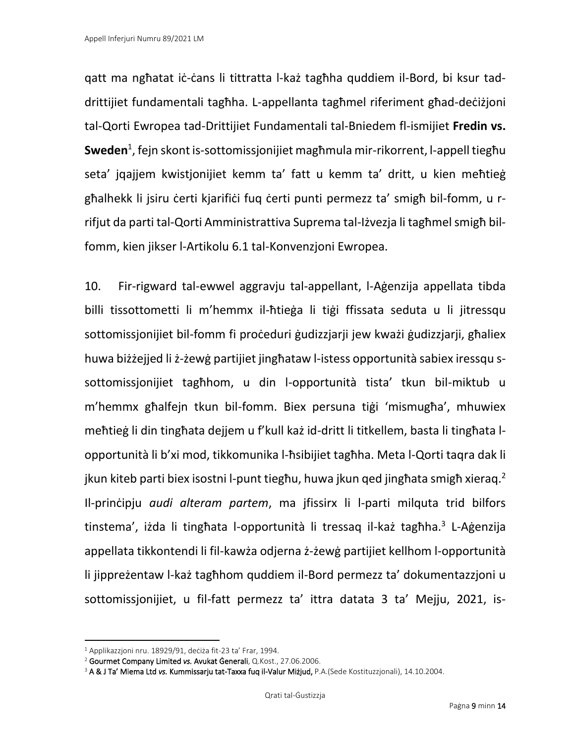qatt ma ngħatat iċ-ċans li tittratta l-każ tagħha quddiem il-Bord, bi ksur tad-drittijiet fundamentali tagħha. L-appellanta tagħmel riferiment għad-deċiżjoni tal-Qorti Ewropea tad-Drittijiet Fundamentali tal-Bniedem fl-ismijiet **Fredin vs. Sweden**[1], fejn skont is-sottomissjonijiet magħmula mir-rikorrent, l-appell tiegħu seta' jqajjem kwistjonijiet kemm ta' fatt u kemm ta' dritt, u kien meħtieġ għalhekk li jsiru ċerti kjarifiċi fuq ċerti punti permezz ta' smigħ bil-fomm, u r-rifjut da parti tal-Qorti Amministrattiva Suprema tal-Iżvezja li tagħmel smigħ bil-fomm, kien jikser l-Artikolu 6.1 tal-Konvenzjoni Ewropea.

10. Fir-rigward tal-ewwel aggravju tal-appellant, l-Aġenzija appellata tibda billi tissottometti li m'hemmx il-ħtieġa li tiġi ffissata seduta u li jitressqu sottomissjonijiet bil-fomm fi proċeduri ġudizzjarji jew kważi ġudizzjarji, għaliex huwa biżżejjed li ż-żewġ partijiet jingħataw l-istess opportunità sabiex iressqu s-sottomissjonijiet tagħhom, u din l-opportunità tista' tkun bil-miktub u m'hemmx għalfejn tkun bil-fomm. Biex persuna tiġi 'mismugħa', mhuwiex meħtieġ li din tingħata dejjem u f'kull każ id-dritt li titkellem, basta li tingħata l-opportunità li b'xi mod, tikkomunika l-ħsibijiet tagħha. Meta l-Qorti taqra dak li jkun kiteb parti biex isostni l-punt tiegħu, huwa jkun qed jingħata smigħ xieraq.[2] Il-prinċipju *audi alteram partem*, ma jfissirx li l-parti milquta trid bilfors tinstema', iżda li tingħata l-opportunità li tressaq il-każ tagħha.[3] L-Aġenzija appellata tikkontendi li fil-kawża odjerna ż-żewġ partijiet kellhom l-opportunità li jippreżentaw l-każ tagħhom quddiem il-Bord permezz ta' dokumentazzjoni u sottomissjonijiet, u fil-fatt permezz ta' ittra datata 3 ta' Mejju, 2021, is-

---

[1] Applikazzjoni nru. 18929/91, deċiża fit-23 ta' Frar, 1994.

[2] **Gourmet Company Limited *vs.* Avukat Ġenerali**, Q.Kost., 27.06.2006.

[3] **A & J Ta' Miema Ltd *vs.* Kummissarju tat-Taxxa fuq il-Valur Miżjud,** P.A.(Sede Kostituzzjonali), 14.10.2004.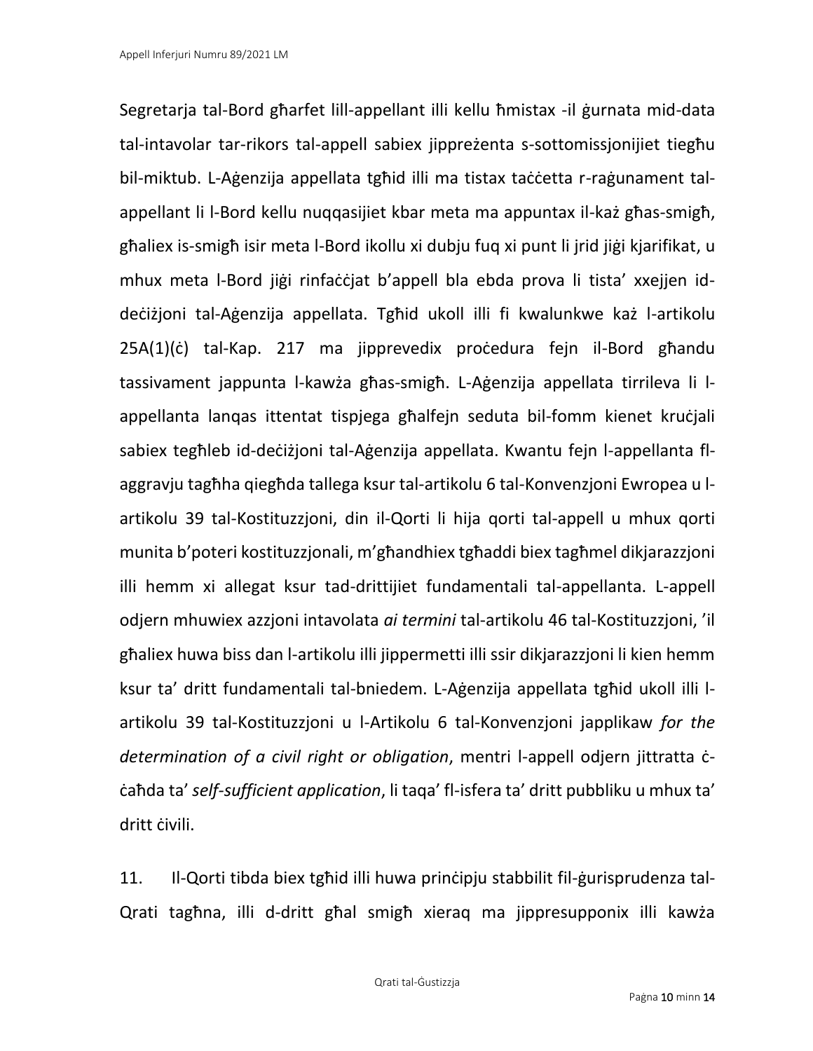Segretarja tal-Bord għarfet lill-appellant illi kellu ħmistax -il ġurnata mid-data tal-intavolar tar-rikors tal-appell sabiex jippreżenta s-sottomissjonijiet tiegħu bil-miktub. L-Aġenzija appellata tgħid illi ma tistax taċċetta r-raġunament tal-appellant li l-Bord kellu nuqqasijiet kbar meta ma appuntax il-każ għas-smigħ, għaliex is-smigħ isir meta l-Bord ikollu xi dubju fuq xi punt li jrid jiġi kjarifikat, u mhux meta l-Bord jiġi rinfaċċjat b'appell bla ebda prova li tista' xxejjen id-deċiżjoni tal-Aġenzija appellata. Tgħid ukoll illi fi kwalunkwe każ l-artikolu 25A(1)(ċ) tal-Kap. 217 ma jipprevedix proċedura fejn il-Bord għandu tassivament jappunta l-kawża għas-smigħ. L-Aġenzija appellata tirrileva li l-appellanta lanqas ittentat tispjega għalfejn seduta bil-fomm kienet kruċjali sabiex tegħleb id-deċiżjoni tal-Aġenzija appellata. Kwantu fejn l-appellanta fl-aggravju tagħha qiegħda tallega ksur tal-artikolu 6 tal-Konvenzjoni Ewropea u l-artikolu 39 tal-Kostituzzjoni, din il-Qorti li hija qorti tal-appell u mhux qorti munita b'poteri kostituzzjonali, m'għandhiex tgħaddi biex tagħmel dikjarazzjoni illi hemm xi allegat ksur tad-drittijiet fundamentali tal-appellanta. L-appell odjern mhuwiex azzjoni intavolata *ai termini* tal-artikolu 46 tal-Kostituzzjoni, 'il għaliex huwa biss dan l-artikolu illi jippermetti illi ssir dikjarazzjoni li kien hemm ksur ta' dritt fundamentali tal-bniedem. L-Aġenzija appellata tgħid ukoll illi l-artikolu 39 tal-Kostituzzjoni u l-Artikolu 6 tal-Konvenzjoni japplikaw *for the determination of a civil right or obligation*, mentri l-appell odjern jittratta ċ-ċaħda ta' *self-sufficient application*, li taqa' fl-isfera ta' dritt pubbliku u mhux ta' dritt ċivili.

11. Il-Qorti tibda biex tgħid illi huwa prinċipju stabbilit fil-ġurisprudenza tal-Qrati tagħna, illi d-dritt għal smigħ xieraq ma jippresupponix illi kawża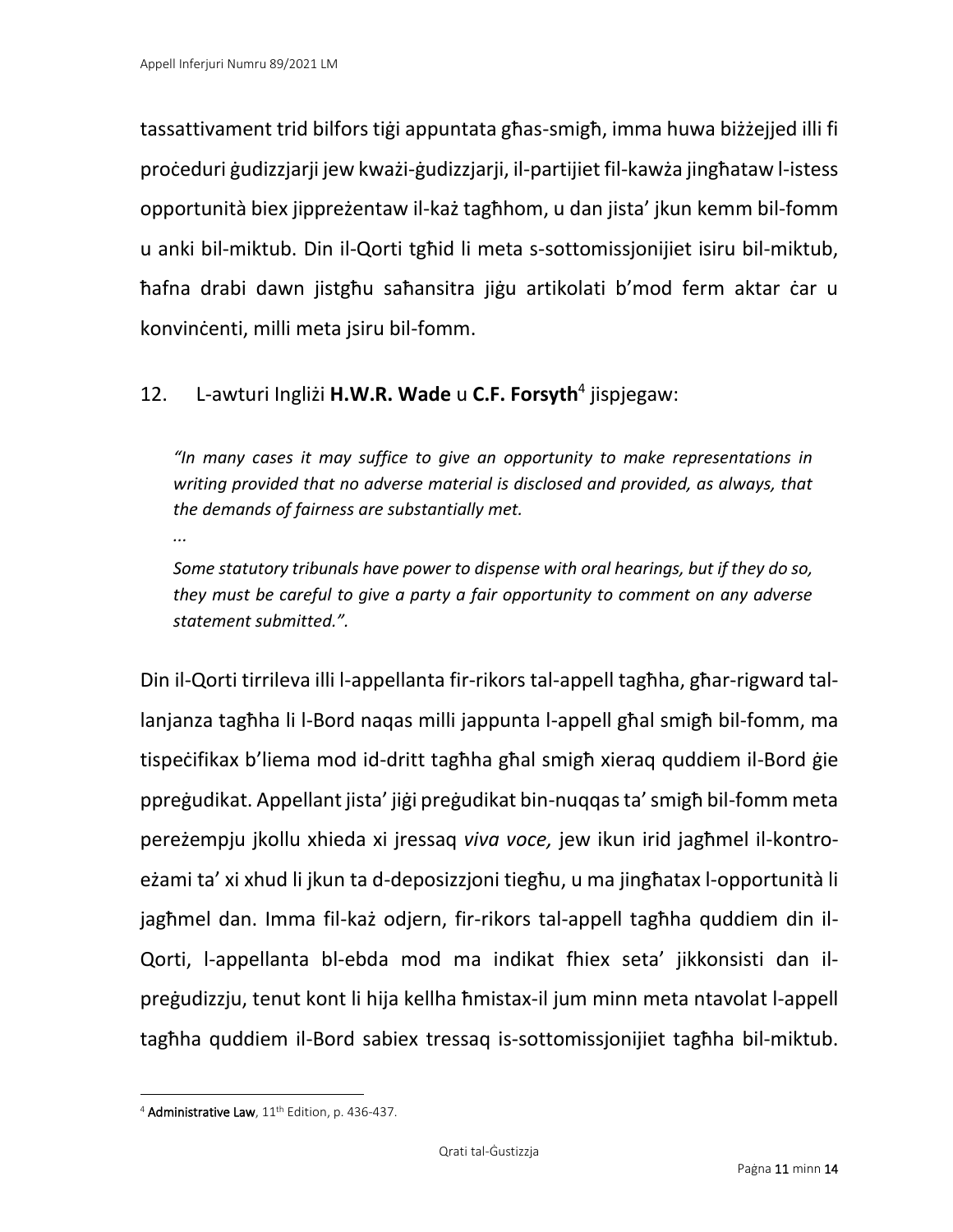tassattivament trid bilfors tiġi appuntata għas-smigħ, imma huwa biżżejjed illi fi proċeduri ġudizzjarji jew kważi-ġudizzjarji, il-partijiet fil-kawża jingħataw l-istess opportunità biex jippreżentaw il-każ tagħhom, u dan jista' jkun kemm bil-fomm u anki bil-miktub. Din il-Qorti tgħid li meta s-sottomissjonijiet isiru bil-miktub, ħafna drabi dawn jistgħu saħansitra jiġu artikolati b'mod ferm aktar ċar u konvinċenti, milli meta jsiru bil-fomm.

12. L-awturi Ingliżi **H.W.R. Wade** u **C.F. Forsyth**[4] jispjegaw:

> *"In many cases it may suffice to give an opportunity to make representations in writing provided that no adverse material is disclosed and provided, as always, that the demands of fairness are substantially met.*
>
> *...*
>
> *Some statutory tribunals have power to dispense with oral hearings, but if they do so, they must be careful to give a party a fair opportunity to comment on any adverse statement submitted.".*

Din il-Qorti tirrileva illi l-appellanta fir-rikors tal-appell tagħha, għar-rigward tal-lanjanza tagħha li l-Bord naqas milli jappunta l-appell għal smigħ bil-fomm, ma tispeċifikax b'liema mod id-dritt tagħha għal smigħ xieraq quddiem il-Bord ġie ppreġudikat. Appellant jista' jiġi preġudikat bin-nuqqas ta' smigħ bil-fomm meta per eżempju jkollu xhieda xi jressaq *viva voce,* jew ikun irid jagħmel il-kontro-eżami ta' xi xhud li jkun ta d-deposizzjoni tiegħu, u ma jingħatax l-opportunità li jagħmel dan. Imma fil-każ odjern, fir-rikors tal-appell tagħha quddiem din il-Qorti, l-appellanta bl-ebda mod ma indikat fhiex seta' jikkonsisti dan il-preġudizzju, tenut kont li hija kellha ħmistax-il jum minn meta ntavolat l-appell tagħha quddiem il-Bord sabiex tressaq is-sottomissjonijiet tagħha bil-miktub.

---

[4] **Administrative Law**, 11th Edition, p. 436-437.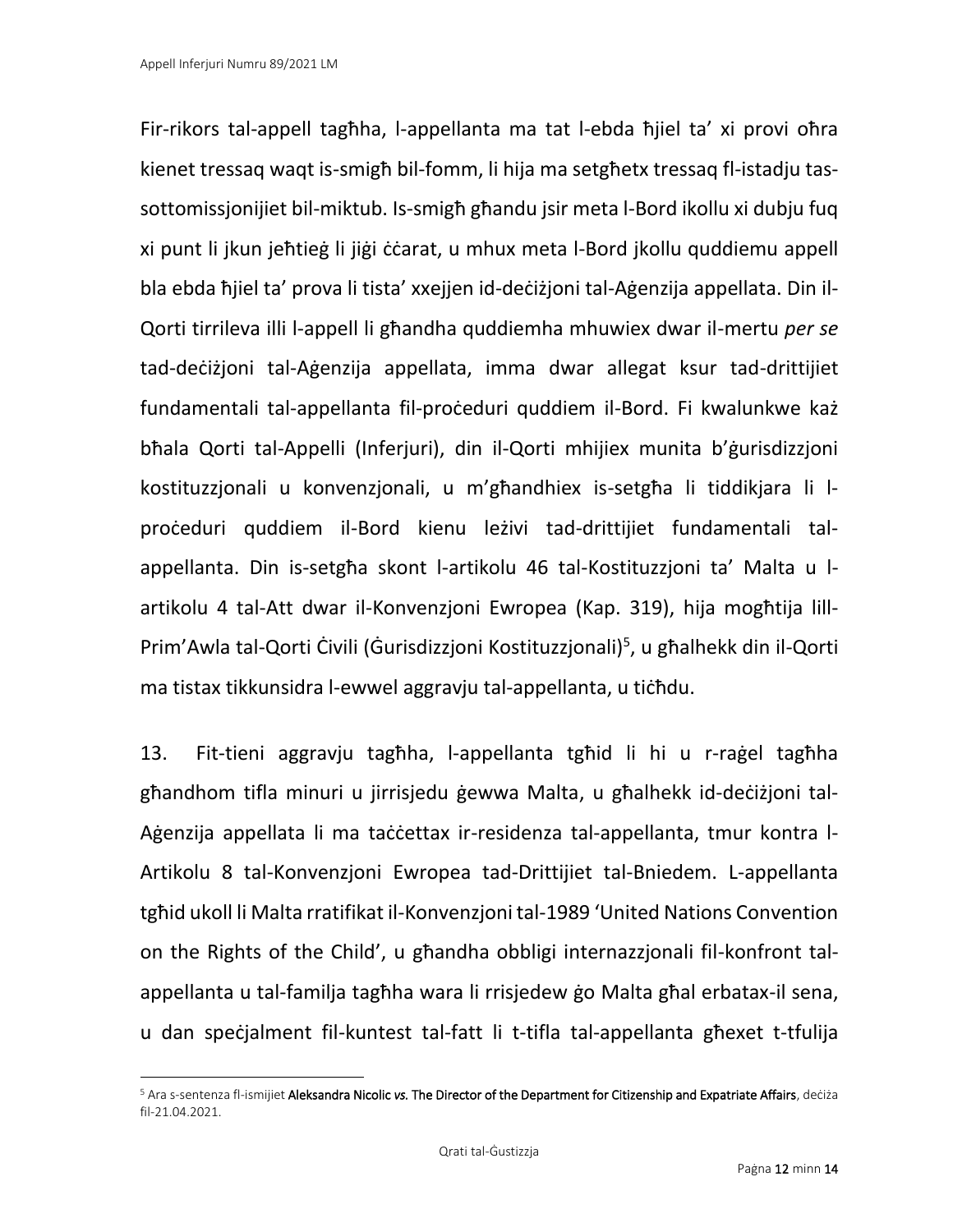Fir-rikors tal-appell tagħha, l-appellanta ma tat l-ebda ħjiel ta' xi provi oħra kienet tressaq waqt is-smigħ bil-fomm, li hija ma setgħetx tressaq fl-istadju tas-sottomissjonijiet bil-miktub. Is-smigħ għandu jsir meta l-Bord ikollu xi dubju fuq xi punt li jkun jeħtieġ li jiġi ċċarat, u mhux meta l-Bord jkollu quddiemu appell bla ebda ħjiel ta' prova li tista' xxejjen id-deċiżjoni tal-Aġenzija appellata. Din il-Qorti tirrileva illi l-appell li għandha quddiemha mhuwiex dwar il-mertu *per se* tad-deċiżjoni tal-Aġenzija appellata, imma dwar allegat ksur tad-drittijiet fundamentali tal-appellanta fil-proċeduri quddiem il-Bord. Fi kwalunkwe każ bħala Qorti tal-Appelli (Inferjuri), din il-Qorti mhijiex munita b'ġurisdizzjoni kostituzzjonali u konvenzjonali, u m'għandhiex is-setgħa li tiddikjara li l-proċeduri quddiem il-Bord kienu leżivi tad-drittijiet fundamentali tal-appellanta. Din is-setgħa skont l-artikolu 46 tal-Kostituzzjoni ta' Malta u l-artikolu 4 tal-Att dwar il-Konvenzjoni Ewropea (Kap. 319), hija mogħtija lill-Prim'Awla tal-Qorti Ċivili (Ġurisdizzjoni Kostituzzjonali)[5], u għalhekk din il-Qorti ma tistax tikkunsidra l-ewwel aggravju tal-appellanta, u tiċħdu.

13. Fit-tieni aggravju tagħha, l-appellanta tgħid li hi u r-raġel tagħha għandhom tifla minuri u jirrisjedu ġewwa Malta, u għalhekk id-deċiżjoni tal-Aġenzija appellata li ma taċċettax ir-residenza tal-appellanta, tmur kontra l-Artikolu 8 tal-Konvenzjoni Ewropea tad-Drittijiet tal-Bniedem. L-appellanta tgħid ukoll li Malta rratifikat il-Konvenzjoni tal-1989 'United Nations Convention on the Rights of the Child', u għandha obbligi internazzjonali fil-konfront tal-appellanta u tal-familja tagħha wara li rrisjedew ġo Malta għal erbatax-il sena, u dan speċjalment fil-kuntest tal-fatt li t-tifla tal-appellanta għexet t-tfulija

---

[5] Ara s-sentenza fl-ismijiet **Aleksandra Nicolic *vs.* The Director of the Department for Citizenship and Expatriate Affairs**, deċiża fil-21.04.2021.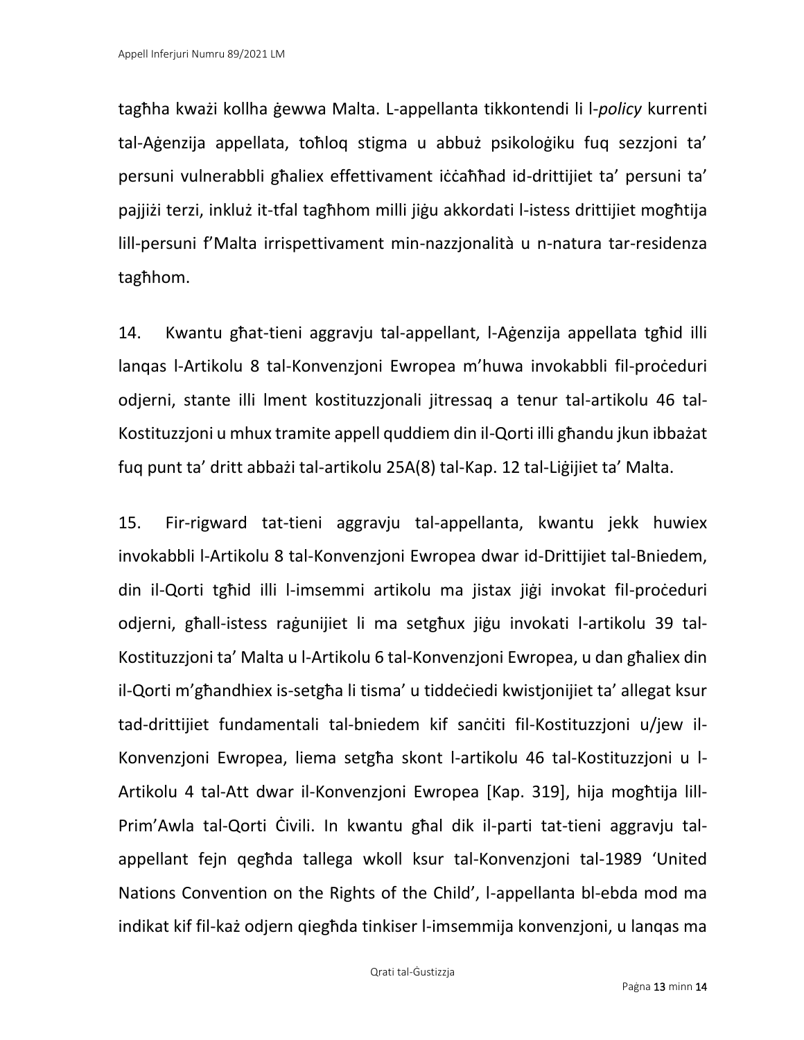tagħha kważi kollha ġewwa Malta. L-appellanta tikkontendi li l-*policy* kurrenti tal-Aġenzija appellata, toħloq stigma u abbuż psikoloġiku fuq sezzjoni ta' persuni vulnerabbli għaliex effettivament iċċaħħad id-drittijiet ta' persuni ta' pajjiżi terzi, inkluż it-tfal tagħhom milli jiġu akkordati l-istess drittijiet mogħtija lill-persuni f'Malta irrispettivament min-nazzjonalità u n-natura tar-residenza tagħhom.

14. Kwantu għat-tieni aggravju tal-appellant, l-Aġenzija appellata tgħid illi lanqas l-Artikolu 8 tal-Konvenzjoni Ewropea m'huwa invokabbli fil-proċeduri odjerni, stante illi lment kostituzzjonali jitressaq a tenur tal-artikolu 46 tal-Kostituzzjoni u mhux tramite appell quddiem din il-Qorti illi għandu jkun ibbażat fuq punt ta' dritt abbażi tal-artikolu 25A(8) tal-Kap. 12 tal-Liġijiet ta' Malta.

15. Fir-rigward tat-tieni aggravju tal-appellanta, kwantu jekk huwiex invokabbli l-Artikolu 8 tal-Konvenzjoni Ewropea dwar id-Drittijiet tal-Bniedem, din il-Qorti tgħid illi l-imsemmi artikolu ma jistax jiġi invokat fil-proċeduri odjerni, għall-istess raġunijiet li ma setgħux jiġu invokati l-artikolu 39 tal-Kostituzzjoni ta' Malta u l-Artikolu 6 tal-Konvenzjoni Ewropea, u dan għaliex din il-Qorti m'għandhiex is-setgħa li tisma' u tiddeċiedi kwistjonijiet ta' allegat ksur tad-drittijiet fundamentali tal-bniedem kif sanċiti fil-Kostituzzjoni u/jew il-Konvenzjoni Ewropea, liema setgħa skont l-artikolu 46 tal-Kostituzzjoni u l-Artikolu 4 tal-Att dwar il-Konvenzjoni Ewropea [Kap. 319], hija mogħtija lill-Prim'Awla tal-Qorti Ċivili. In kwantu għal dik il-parti tat-tieni aggravju tal-appellant fejn qegħda tallega wkoll ksur tal-Konvenzjoni tal-1989 'United Nations Convention on the Rights of the Child', l-appellanta bl-ebda mod ma indikat kif fil-każ odjern qiegħda tinkiser l-imsemmija konvenzjoni, u lanqas ma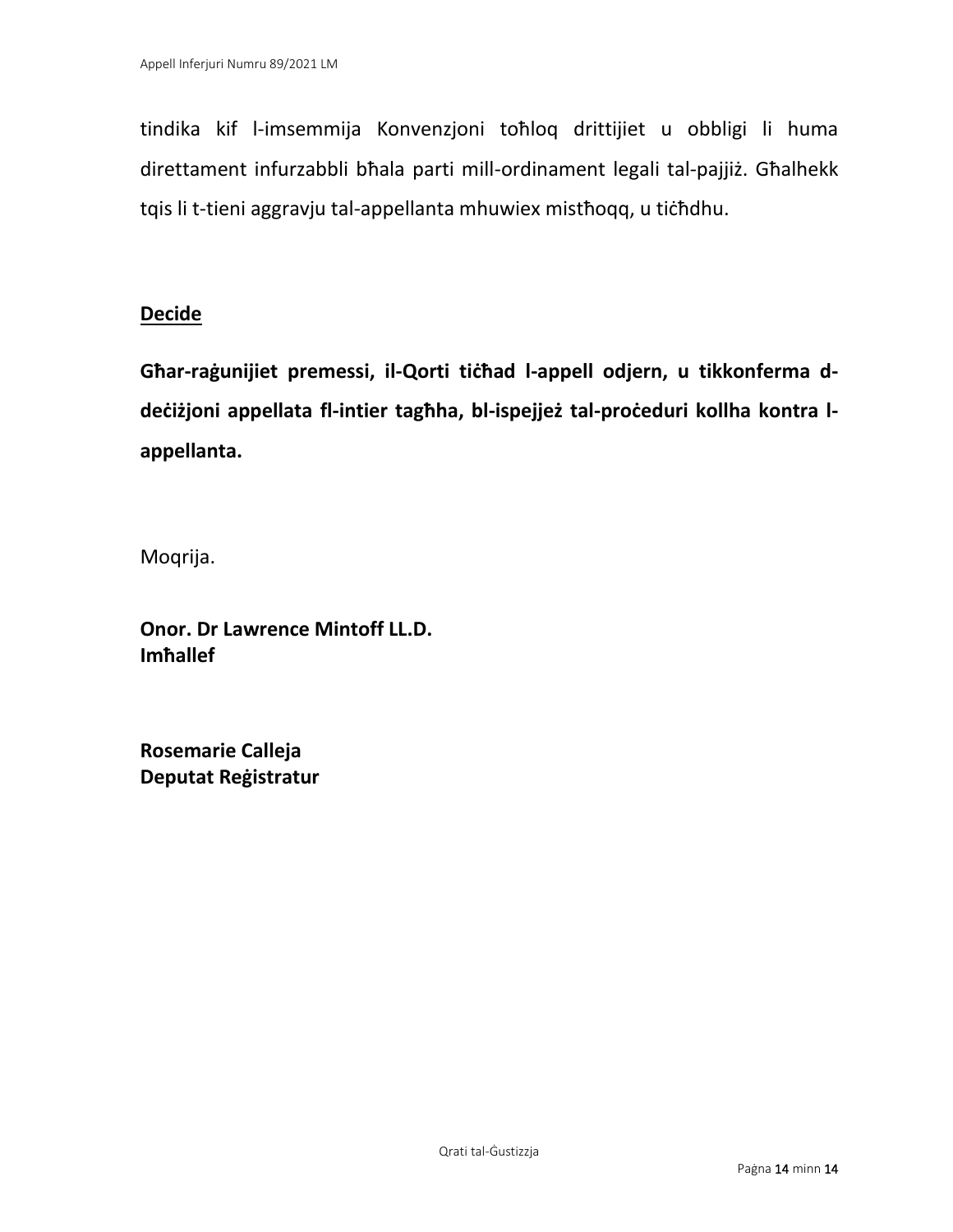tindika kif l-imsemmija Konvenzjoni toħloq drittijiet u obbligi li huma direttament infurzabbli bħala parti mill-ordinament legali tal-pajjiż. Għalhekk tqis li t-tieni aggravju tal-appellanta mhuwiex mistħoqq, u tiċħdhu.

## Decide

**Għar-raġunijiet premessi, il-Qorti tiċħad l-appell odjern, u tikkonferma d-deċiżjoni appellata fl-intier tagħha, bl-ispejjeż tal-proċeduri kollha kontra l-appellanta.**

Moqrija.

**Onor. Dr Lawrence Mintoff LL.D.**
**Imħallef**

**Rosemarie Calleja**
**Deputat Reġistratur**